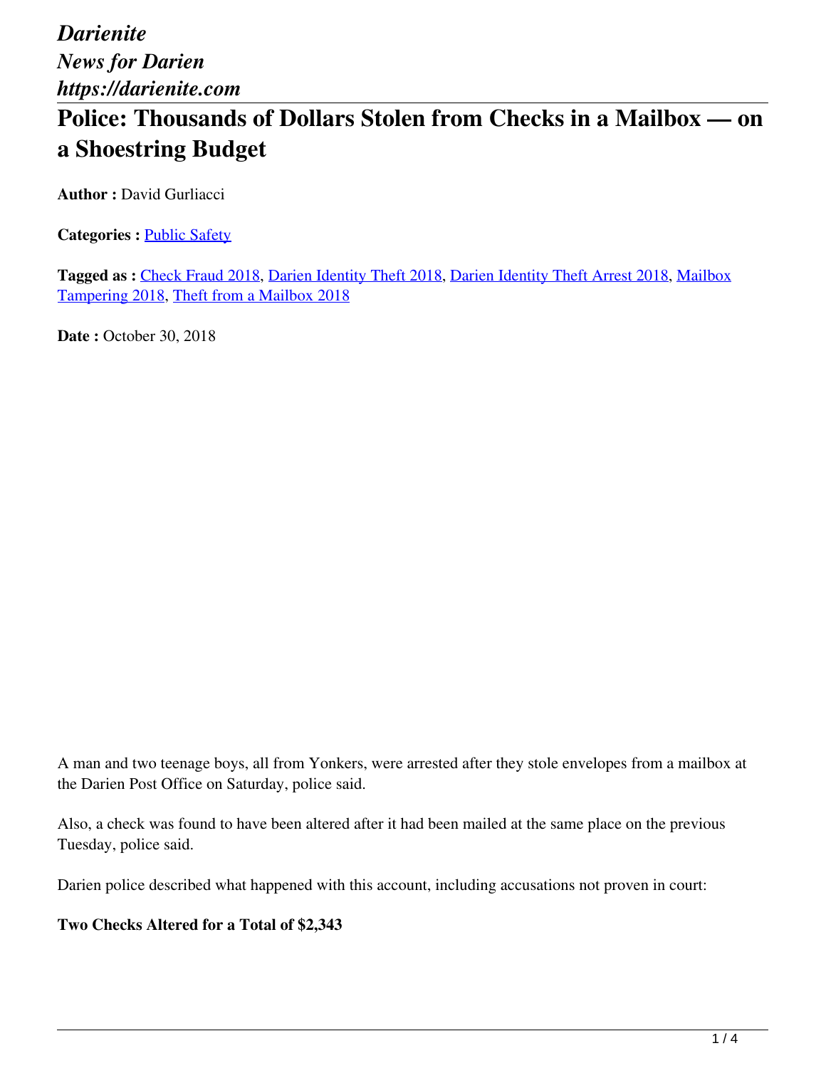*Darienite*
*News for Darien*
*https://darienite.com*

# Police: Thousands of Dollars Stolen from Checks in a Mailbox — on a Shoestring Budget

**Author :** David Gurliacci

**Categories :** Public Safety

**Tagged as :** Check Fraud 2018, Darien Identity Theft 2018, Darien Identity Theft Arrest 2018, Mailbox Tampering 2018, Theft from a Mailbox 2018

**Date :** October 30, 2018

A man and two teenage boys, all from Yonkers, were arrested after they stole envelopes from a mailbox at the Darien Post Office on Saturday, police said.

Also, a check was found to have been altered after it had been mailed at the same place on the previous Tuesday, police said.

Darien police described what happened with this account, including accusations not proven in court:

**Two Checks Altered for a Total of $2,343**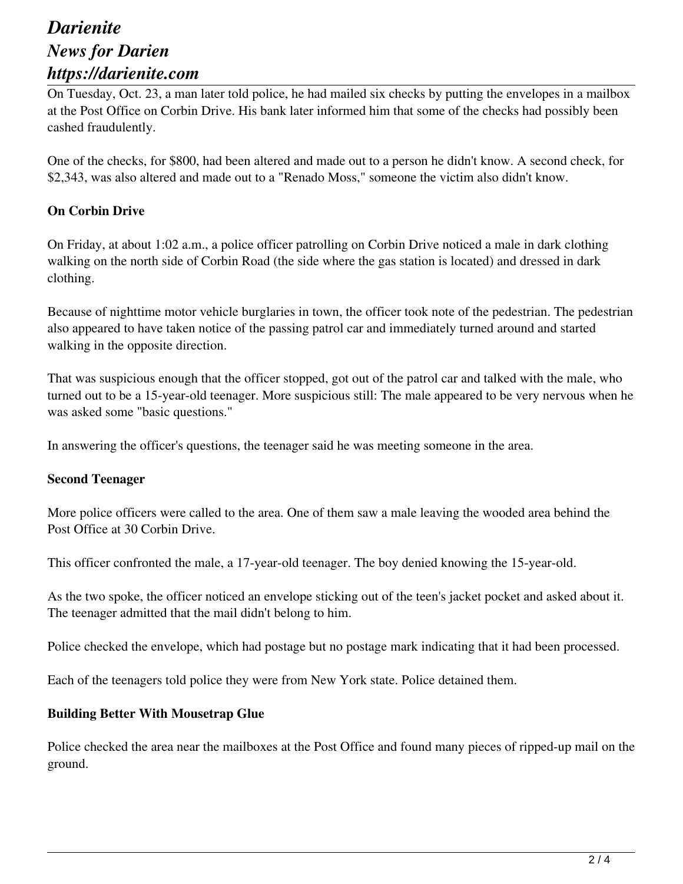On Tuesday, Oct. 23, a man later told police, he had mailed six checks by putting the envelopes in a mailbox at the Post Office on Corbin Drive. His bank later informed him that some of the checks had possibly been cashed fraudulently.

One of the checks, for $800, had been altered and made out to a person he didn't know. A second check, for $2,343, was also altered and made out to a "Renado Moss," someone the victim also didn't know.

**On Corbin Drive**

On Friday, at about 1:02 a.m., a police officer patrolling on Corbin Drive noticed a male in dark clothing walking on the north side of Corbin Road (the side where the gas station is located) and dressed in dark clothing.

Because of nighttime motor vehicle burglaries in town, the officer took note of the pedestrian. The pedestrian also appeared to have taken notice of the passing patrol car and immediately turned around and started walking in the opposite direction.

That was suspicious enough that the officer stopped, got out of the patrol car and talked with the male, who turned out to be a 15-year-old teenager. More suspicious still: The male appeared to be very nervous when he was asked some "basic questions."

In answering the officer's questions, the teenager said he was meeting someone in the area.

**Second Teenager**

More police officers were called to the area. One of them saw a male leaving the wooded area behind the Post Office at 30 Corbin Drive.

This officer confronted the male, a 17-year-old teenager. The boy denied knowing the 15-year-old.

As the two spoke, the officer noticed an envelope sticking out of the teen's jacket pocket and asked about it. The teenager admitted that the mail didn't belong to him.

Police checked the envelope, which had postage but no postage mark indicating that it had been processed.

Each of the teenagers told police they were from New York state. Police detained them.

**Building Better With Mousetrap Glue**

Police checked the area near the mailboxes at the Post Office and found many pieces of ripped-up mail on the ground.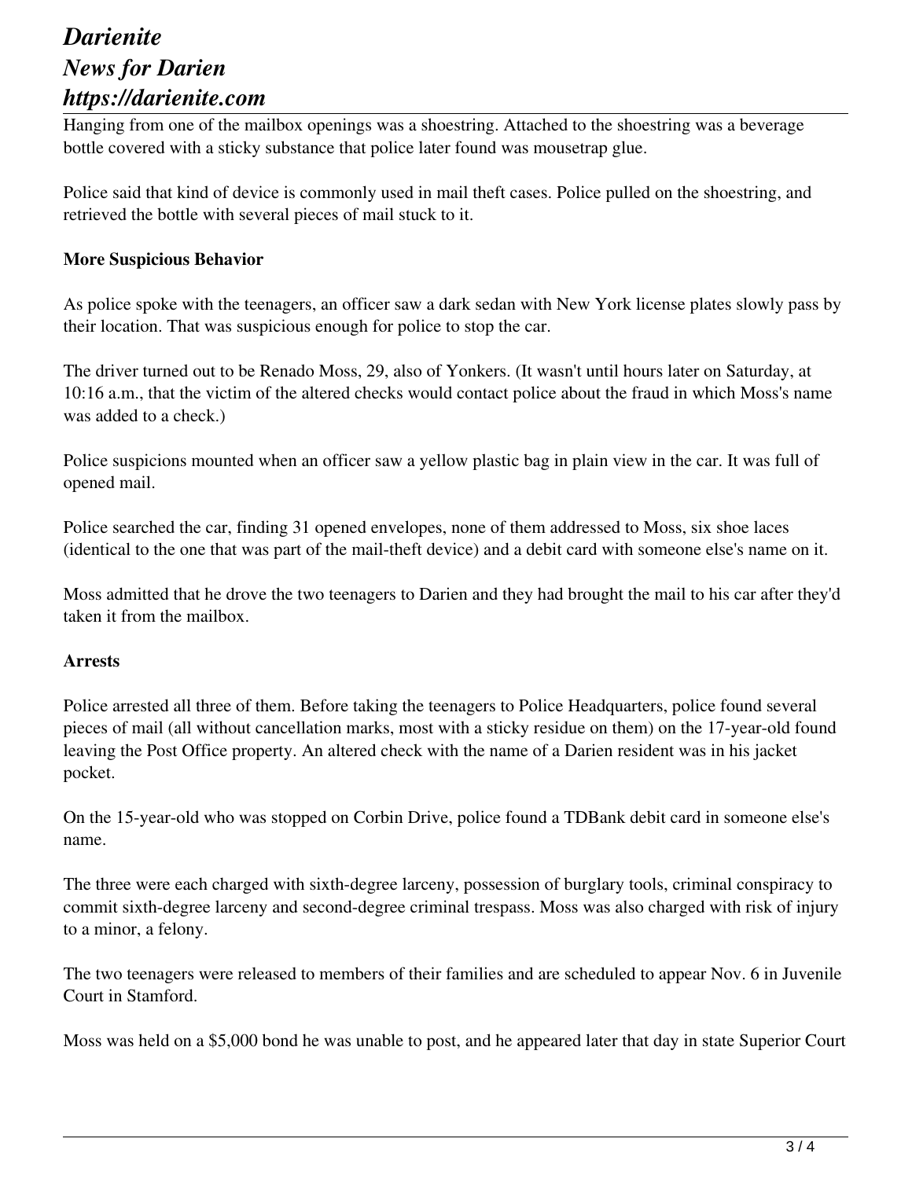Hanging from one of the mailbox openings was a shoestring. Attached to the shoestring was a beverage bottle covered with a sticky substance that police later found was mousetrap glue.

Police said that kind of device is commonly used in mail theft cases. Police pulled on the shoestring, and retrieved the bottle with several pieces of mail stuck to it.

**More Suspicious Behavior**

As police spoke with the teenagers, an officer saw a dark sedan with New York license plates slowly pass by their location. That was suspicious enough for police to stop the car.

The driver turned out to be Renado Moss, 29, also of Yonkers. (It wasn't until hours later on Saturday, at 10:16 a.m., that the victim of the altered checks would contact police about the fraud in which Moss's name was added to a check.)

Police suspicions mounted when an officer saw a yellow plastic bag in plain view in the car. It was full of opened mail.

Police searched the car, finding 31 opened envelopes, none of them addressed to Moss, six shoe laces (identical to the one that was part of the mail-theft device) and a debit card with someone else's name on it.

Moss admitted that he drove the two teenagers to Darien and they had brought the mail to his car after they'd taken it from the mailbox.

**Arrests**

Police arrested all three of them. Before taking the teenagers to Police Headquarters, police found several pieces of mail (all without cancellation marks, most with a sticky residue on them) on the 17-year-old found leaving the Post Office property. An altered check with the name of a Darien resident was in his jacket pocket.

On the 15-year-old who was stopped on Corbin Drive, police found a TDBank debit card in someone else's name.

The three were each charged with sixth-degree larceny, possession of burglary tools, criminal conspiracy to commit sixth-degree larceny and second-degree criminal trespass. Moss was also charged with risk of injury to a minor, a felony.

The two teenagers were released to members of their families and are scheduled to appear Nov. 6 in Juvenile Court in Stamford.

Moss was held on a $5,000 bond he was unable to post, and he appeared later that day in state Superior Court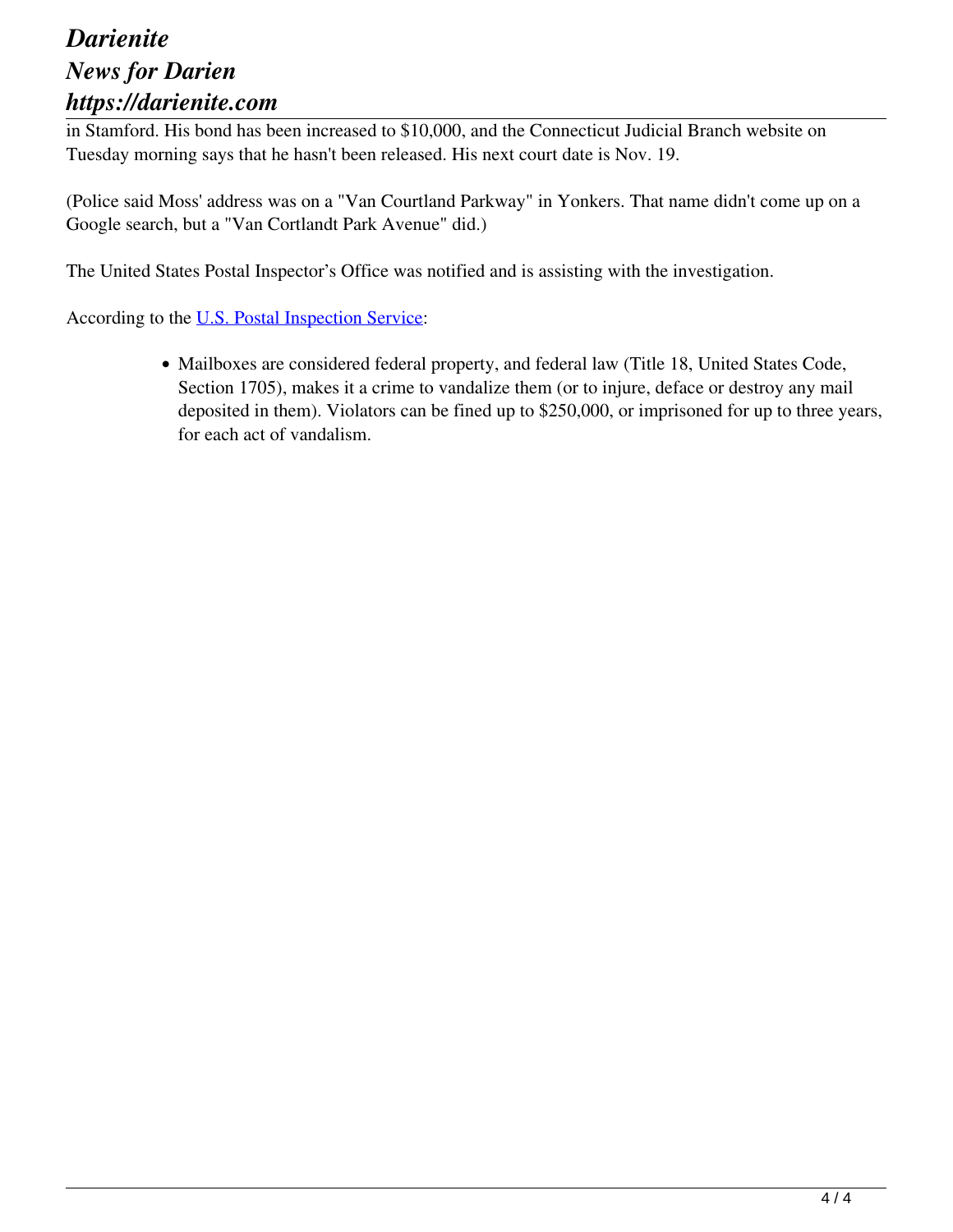in Stamford. His bond has been increased to $10,000, and the Connecticut Judicial Branch website on Tuesday morning says that he hasn't been released. His next court date is Nov. 19.

(Police said Moss' address was on a "Van Courtland Parkway" in Yonkers. That name didn't come up on a Google search, but a "Van Cortlandt Park Avenue" did.)

The United States Postal Inspector's Office was notified and is assisting with the investigation.

According to the U.S. Postal Inspection Service:

- Mailboxes are considered federal property, and federal law (Title 18, United States Code, Section 1705), makes it a crime to vandalize them (or to injure, deface or destroy any mail deposited in them). Violators can be fined up to $250,000, or imprisoned for up to three years, for each act of vandalism.